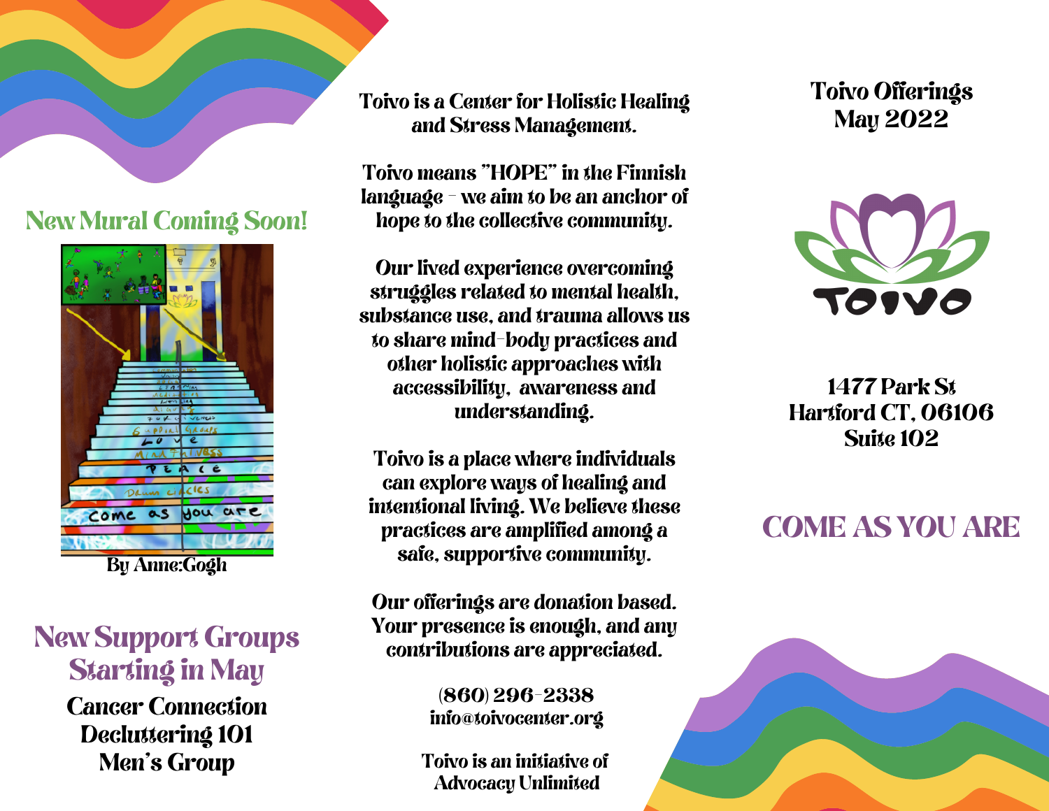## New Mural Coming Soon!

By Anne:Gogh

## New Support Groups Starting in May

**Cancer Connection**
**Decluttering 101**
**Men's Group**

**Toivo is a Center for Holistic Healing and Stress Management.**

**Toivo means "HOPE" in the Finnish language - we aim to be an anchor of hope to the collective community.**

**Our lived experience overcoming struggles related to mental health, substance use, and trauma allows us to share mind-body practices and other holistic approaches with accessibility, awareness and understanding.**

**Toivo is a place where individuals can explore ways of healing and intentional living. We believe these practices are amplified among a safe, supportive community.**

**Our offerings are donation based. Your presence is enough, and any contributions are appreciated.**

**(860) 296-2338**
**info@toivocenter.org**

**Toivo is an initiative of Advocacy Unlimited**

# Toivo Offerings May 2022

TOIVO

**1477 Park St**
**Hartford CT, 06106**
**Suite 102**

## COME AS YOU ARE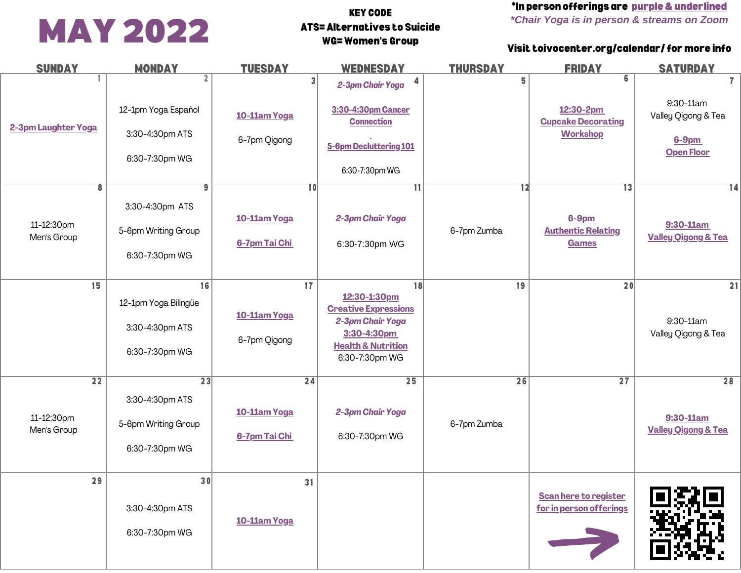# MAY 2022

**KEY CODE**
**ATS= Alternatives to Suicide**
**WG= Women's Group**

*In person offerings are purple & underlined
*Chair Yoga is in person & streams on Zoom*

**Visit toivocenter.org/calendar/ for more info**

| SUNDAY | MONDAY | TUESDAY | WEDNESDAY | THURSDAY | FRIDAY | SATURDAY |
|---|---|---|---|---|---|---|
| 1<br>2-3pm Laughter Yoga | 2<br>12-1pm Yoga Español<br>3:30-4:30pm ATS<br>6:30-7:30pm WG | 3<br>10-11am Yoga<br>6-7pm Qigong | 4<br>*2-3pm Chair Yoga*<br>3:30-4:30pm Cancer Connection<br>5-6pm Decluttering 101<br>6:30-7:30pm WG | 5 | 6<br>12:30-2pm Cupcake Decorating Workshop | 7<br>9:30-11am Valley Qigong & Tea<br>6-9pm Open Floor |
| 8<br>11-12:30pm Men's Group | 9<br>3:30-4:30pm ATS<br>5-6pm Writing Group<br>6:30-7:30pm WG | 10<br>10-11am Yoga<br>6-7pm Tai Chi | 11<br>*2-3pm Chair Yoga*<br>6:30-7:30pm WG | 12<br>6-7pm Zumba | 13<br>6-9pm Authentic Relating Games | 14<br>9:30-11am Valley Qigong & Tea |
| 15 | 16<br>12-1pm Yoga Bilingüe<br>3:30-4:30pm ATS<br>6:30-7:30pm WG | 17<br>10-11am Yoga<br>6-7pm Qigong | 18<br>12:30-1:30pm Creative Expressions<br>*2-3pm Chair Yoga*<br>3:30-4:30pm Health & Nutrition<br>6:30-7:30pm WG | 19 | 20 | 21<br>9:30-11am Valley Qigong & Tea |
| 22<br>11-12:30pm Men's Group | 23<br>3:30-4:30pm ATS<br>5-6pm Writing Group<br>6:30-7:30pm WG | 24<br>10-11am Yoga<br>6-7pm Tai Chi | 25<br>*2-3pm Chair Yoga*<br>6:30-7:30pm WG | 26<br>6-7pm Zumba | 27 | 28<br>9:30-11am Valley Qigong & Tea |
| 29 | 30<br>3:30-4:30pm ATS<br>6:30-7:30pm WG | 31<br>10-11am Yoga | | | Scan here to register for in person offerings | |